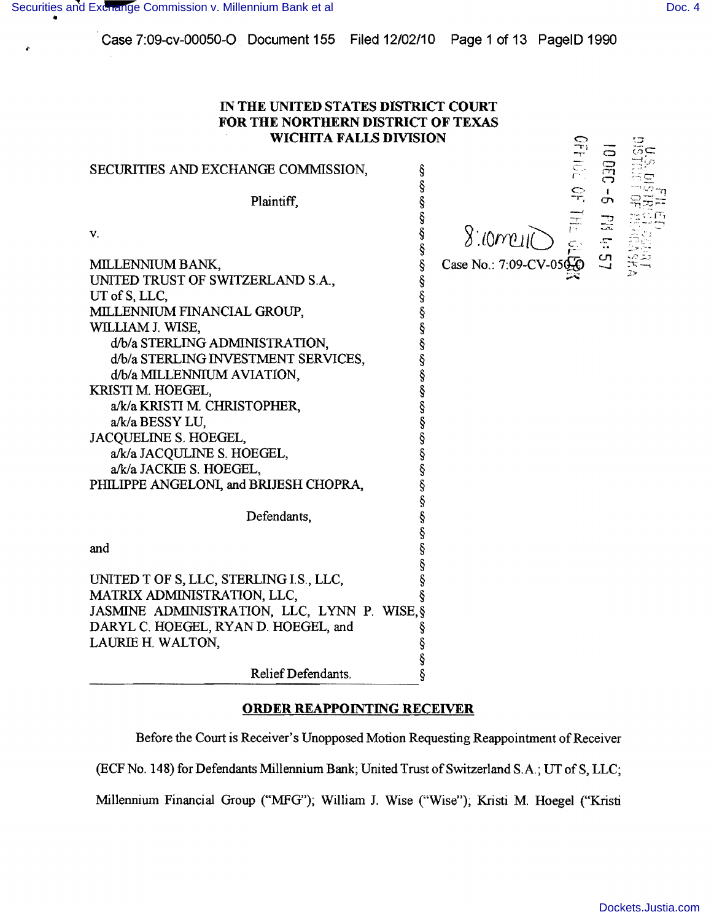IN THE UNITED STATES DISTRICT COURT
FOR THE NORTHERN DISTRICT OF TEXAS
WICHITA FALLS DIVISION

SECURITIES AND EXCHANGE COMMISSION,

Plaintiff,

v.

MILLENNIUM BANK,
UNITED TRUST OF SWITZERLAND S.A.,
UT of S, LLC,
MILLENNIUM FINANCIAL GROUP,
WILLIAM J. WISE,
d/b/a STERLING ADMINISTRATION,
d/b/a STERLING INVESTMENT SERVICES,
d/b/a MILLENNIUM AVIATION,
KRISTI M. HOEGEL,
a/k/a KRISTI M. CHRISTOPHER,
a/k/a BESSY LU,
JACQUELINE S. HOEGEL,
a/k/a JACQULINE S. HOEGEL,
a/k/a JACKIE S. HOEGEL,
PHILIPPE ANGELONI, and BRIJESH CHOPRA,

Defendants,

and

UNITED T OF S, LLC, STERLING I.S., LLC,
MATRIX ADMINISTRATION, LLC,
JASMINE ADMINISTRATION, LLC, LYNN P. WISE,
DARYL C. HOEGEL, RYAN D. HOEGEL, and
LAURIE H. WALTON,

Relief Defendants.

Case No.: 7:09-CV-050-O

**ORDER REAPPOINTING RECEIVER**

Before the Court is Receiver's Unopposed Motion Requesting Reappointment of Receiver (ECF No. 148) for Defendants Millennium Bank; United Trust of Switzerland S.A.; UT of S, LLC; Millennium Financial Group ("MFG"); William J. Wise ("Wise"); Kristi M. Hoegel ("Kristi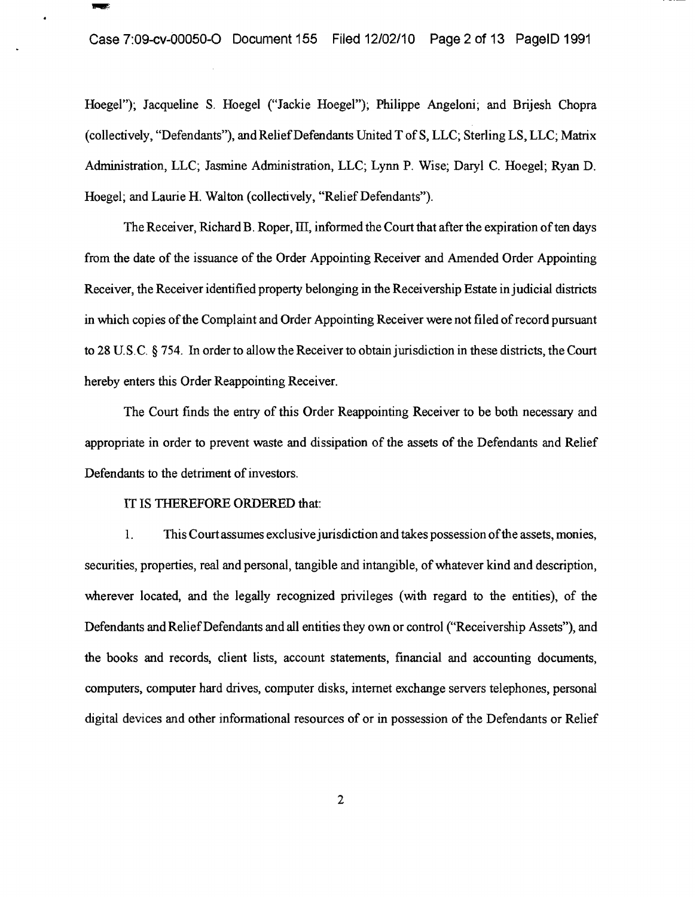Hoegel"); Jacqueline S. Hoegel ("Jackie Hoegel"); Philippe Angeloni; and Brijesh Chopra (collectively, "Defendants"), and Relief Defendants United T of S, LLC; Sterling LS, LLC; Matrix Administration, LLC; Jasmine Administration, LLC; Lynn P. Wise; Daryl C. Hoegel; Ryan D. Hoegel; and Laurie H. Walton (collectively, "Relief Defendants").

The Receiver, Richard B. Roper, III, informed the Court that after the expiration of ten days from the date of the issuance of the Order Appointing Receiver and Amended Order Appointing Receiver, the Receiver identified property belonging in the Receivership Estate in judicial districts in which copies of the Complaint and Order Appointing Receiver were not filed of record pursuant to 28 U.S.C. § 754. In order to allow the Receiver to obtain jurisdiction in these districts, the Court hereby enters this Order Reappointing Receiver.

The Court finds the entry of this Order Reappointing Receiver to be both necessary and appropriate in order to prevent waste and dissipation of the assets of the Defendants and Relief Defendants to the detriment of investors.

IT IS THEREFORE ORDERED that:

1. This Court assumes exclusive jurisdiction and takes possession of the assets, monies, securities, properties, real and personal, tangible and intangible, of whatever kind and description, wherever located, and the legally recognized privileges (with regard to the entities), of the Defendants and Relief Defendants and all entities they own or control ("Receivership Assets"), and the books and records, client lists, account statements, financial and accounting documents, computers, computer hard drives, computer disks, internet exchange servers telephones, personal digital devices and other informational resources of or in possession of the Defendants or Relief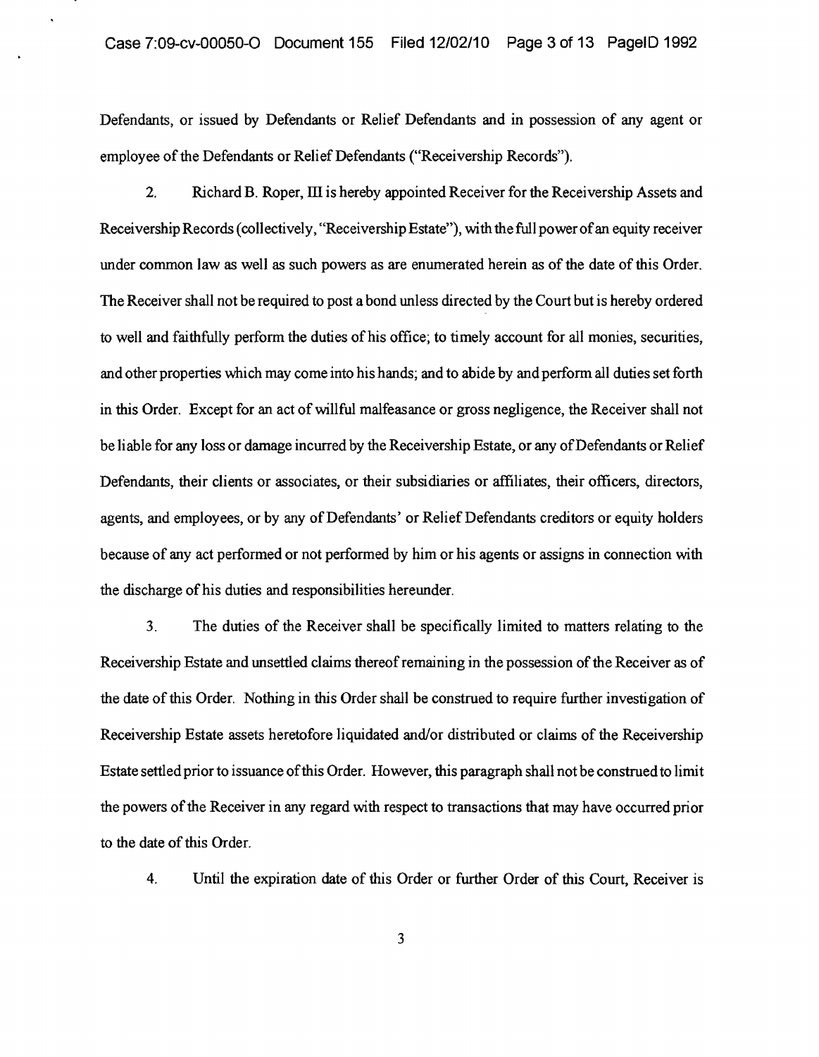Defendants, or issued by Defendants or Relief Defendants and in possession of any agent or employee of the Defendants or Relief Defendants ("Receivership Records").

2. Richard B. Roper, III is hereby appointed Receiver for the Receivership Assets and Receivership Records (collectively, "Receivership Estate"), with the full power of an equity receiver under common law as well as such powers as are enumerated herein as of the date of this Order. The Receiver shall not be required to post a bond unless directed by the Court but is hereby ordered to well and faithfully perform the duties of his office; to timely account for all monies, securities, and other properties which may come into his hands; and to abide by and perform all duties set forth in this Order. Except for an act of willful malfeasance or gross negligence, the Receiver shall not be liable for any loss or damage incurred by the Receivership Estate, or any of Defendants or Relief Defendants, their clients or associates, or their subsidiaries or affiliates, their officers, directors, agents, and employees, or by any of Defendants' or Relief Defendants creditors or equity holders because of any act performed or not performed by him or his agents or assigns in connection with the discharge of his duties and responsibilities hereunder.

3. The duties of the Receiver shall be specifically limited to matters relating to the Receivership Estate and unsettled claims thereof remaining in the possession of the Receiver as of the date of this Order. Nothing in this Order shall be construed to require further investigation of Receivership Estate assets heretofore liquidated and/or distributed or claims of the Receivership Estate settled prior to issuance of this Order. However, this paragraph shall not be construed to limit the powers of the Receiver in any regard with respect to transactions that may have occurred prior to the date of this Order.

4. Until the expiration date of this Order or further Order of this Court, Receiver is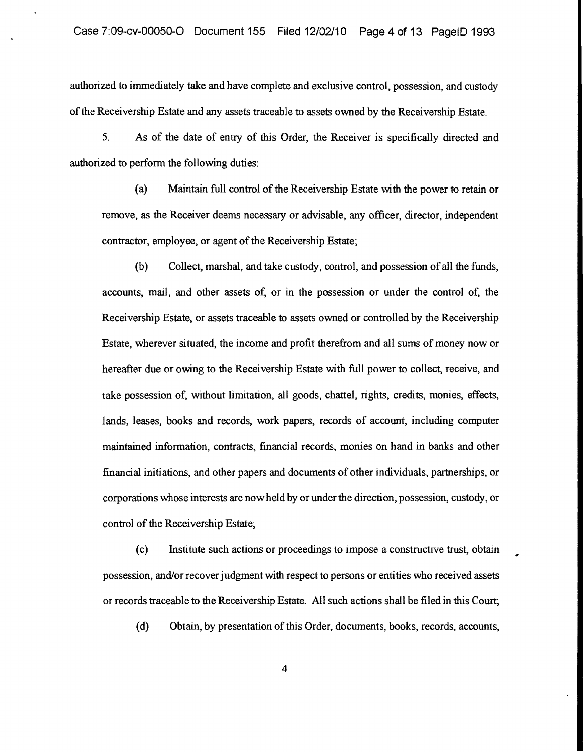authorized to immediately take and have complete and exclusive control, possession, and custody of the Receivership Estate and any assets traceable to assets owned by the Receivership Estate.

5. As of the date of entry of this Order, the Receiver is specifically directed and authorized to perform the following duties:

(a) Maintain full control of the Receivership Estate with the power to retain or remove, as the Receiver deems necessary or advisable, any officer, director, independent contractor, employee, or agent of the Receivership Estate;

(b) Collect, marshal, and take custody, control, and possession of all the funds, accounts, mail, and other assets of, or in the possession or under the control of, the Receivership Estate, or assets traceable to assets owned or controlled by the Receivership Estate, wherever situated, the income and profit therefrom and all sums of money now or hereafter due or owing to the Receivership Estate with full power to collect, receive, and take possession of, without limitation, all goods, chattel, rights, credits, monies, effects, lands, leases, books and records, work papers, records of account, including computer maintained information, contracts, financial records, monies on hand in banks and other financial initiations, and other papers and documents of other individuals, partnerships, or corporations whose interests are now held by or under the direction, possession, custody, or control of the Receivership Estate;

(c) Institute such actions or proceedings to impose a constructive trust, obtain possession, and/or recover judgment with respect to persons or entities who received assets or records traceable to the Receivership Estate. All such actions shall be filed in this Court;

(d) Obtain, by presentation of this Order, documents, books, records, accounts,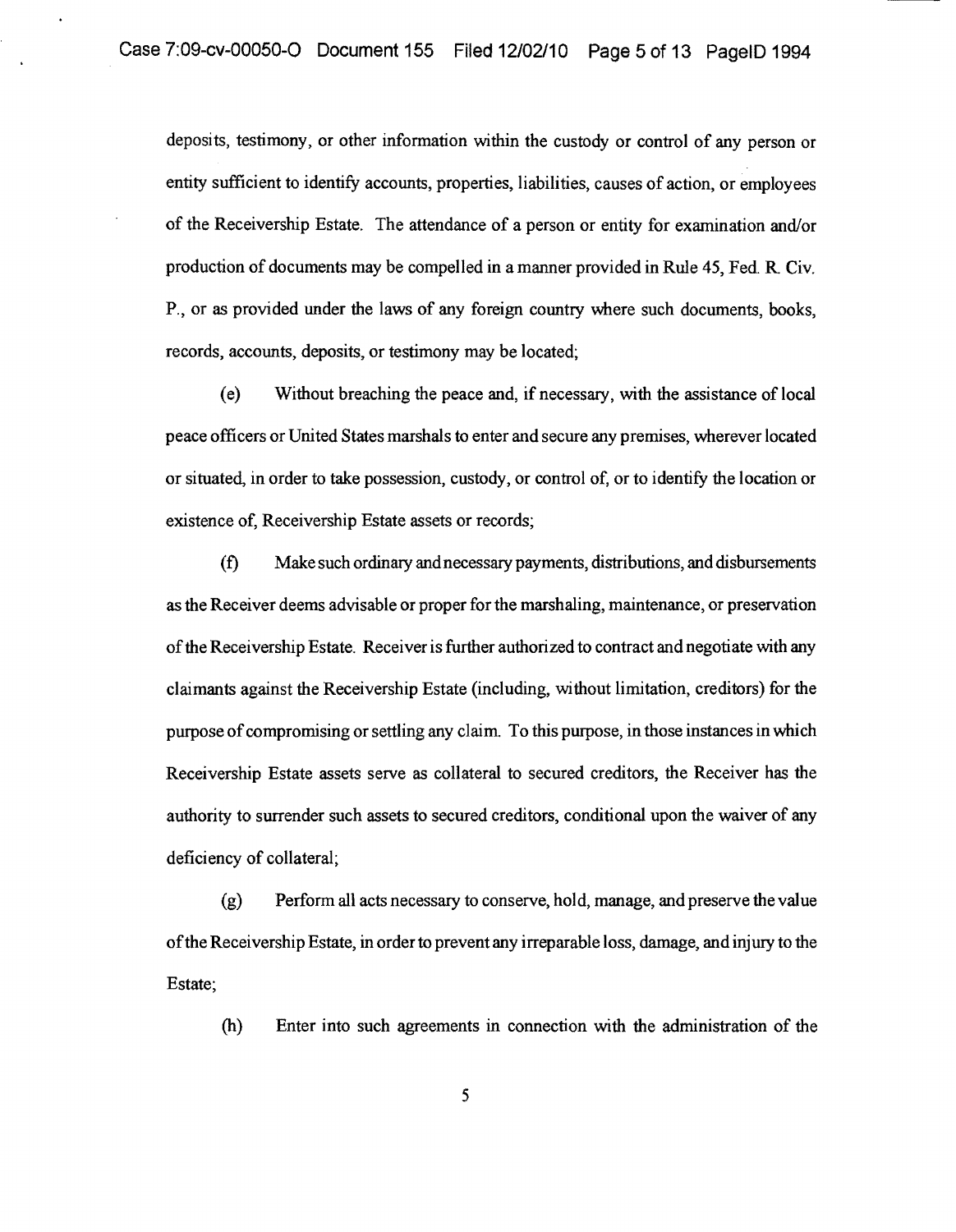deposits, testimony, or other information within the custody or control of any person or entity sufficient to identify accounts, properties, liabilities, causes of action, or employees of the Receivership Estate. The attendance of a person or entity for examination and/or production of documents may be compelled in a manner provided in Rule 45, Fed. R. Civ. P., or as provided under the laws of any foreign country where such documents, books, records, accounts, deposits, or testimony may be located;

(e) Without breaching the peace and, if necessary, with the assistance of local peace officers or United States marshals to enter and secure any premises, wherever located or situated, in order to take possession, custody, or control of, or to identify the location or existence of, Receivership Estate assets or records;

(f) Make such ordinary and necessary payments, distributions, and disbursements as the Receiver deems advisable or proper for the marshaling, maintenance, or preservation of the Receivership Estate. Receiver is further authorized to contract and negotiate with any claimants against the Receivership Estate (including, without limitation, creditors) for the purpose of compromising or settling any claim. To this purpose, in those instances in which Receivership Estate assets serve as collateral to secured creditors, the Receiver has the authority to surrender such assets to secured creditors, conditional upon the waiver of any deficiency of collateral;

(g) Perform all acts necessary to conserve, hold, manage, and preserve the value of the Receivership Estate, in order to prevent any irreparable loss, damage, and injury to the Estate;

(h) Enter into such agreements in connection with the administration of the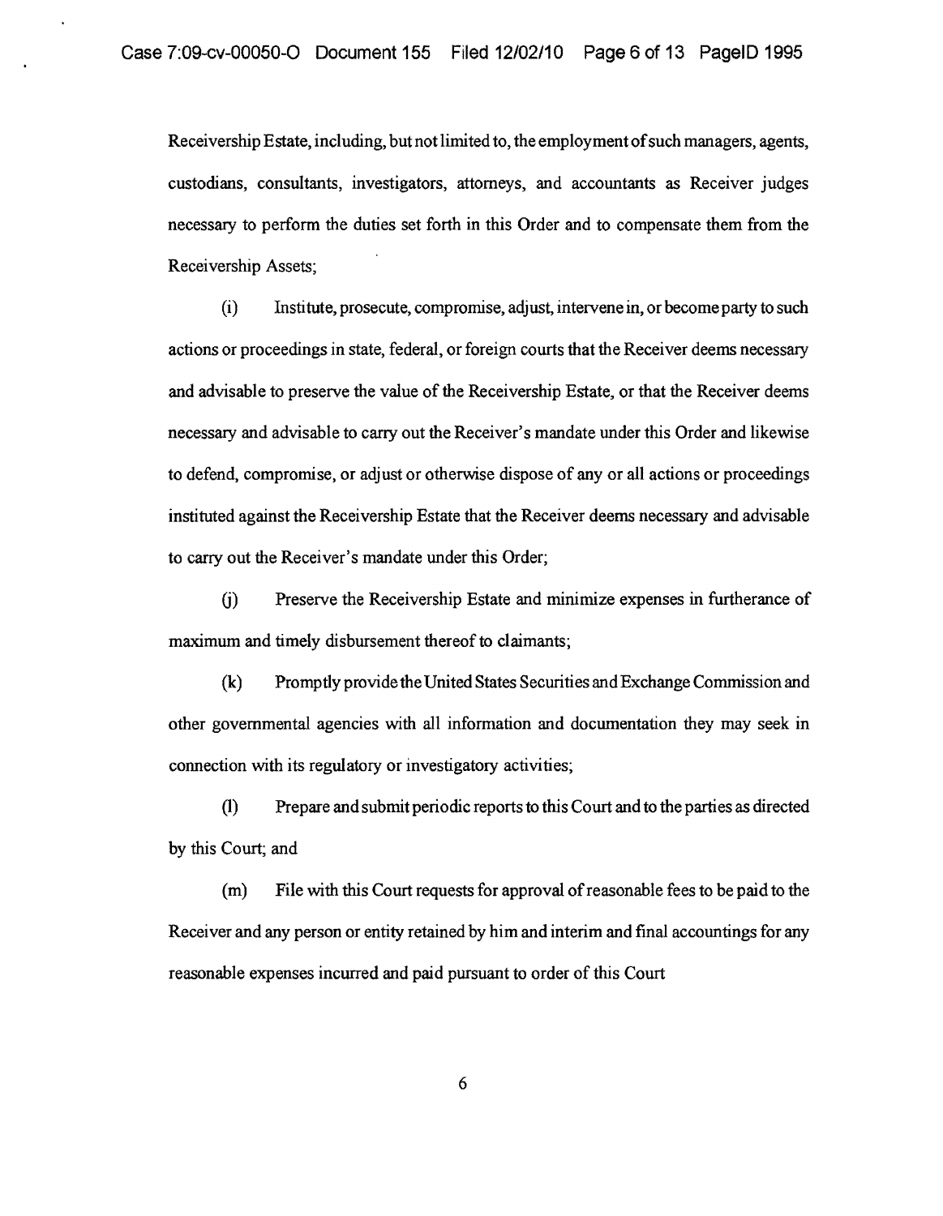Receivership Estate, including, but not limited to, the employment of such managers, agents, custodians, consultants, investigators, attorneys, and accountants as Receiver judges necessary to perform the duties set forth in this Order and to compensate them from the Receivership Assets;

(i) Institute, prosecute, compromise, adjust, intervene in, or become party to such actions or proceedings in state, federal, or foreign courts that the Receiver deems necessary and advisable to preserve the value of the Receivership Estate, or that the Receiver deems necessary and advisable to carry out the Receiver's mandate under this Order and likewise to defend, compromise, or adjust or otherwise dispose of any or all actions or proceedings instituted against the Receivership Estate that the Receiver deems necessary and advisable to carry out the Receiver's mandate under this Order;

(j) Preserve the Receivership Estate and minimize expenses in furtherance of maximum and timely disbursement thereof to claimants;

(k) Promptly provide the United States Securities and Exchange Commission and other governmental agencies with all information and documentation they may seek in connection with its regulatory or investigatory activities;

(l) Prepare and submit periodic reports to this Court and to the parties as directed by this Court; and

(m) File with this Court requests for approval of reasonable fees to be paid to the Receiver and any person or entity retained by him and interim and final accountings for any reasonable expenses incurred and paid pursuant to order of this Court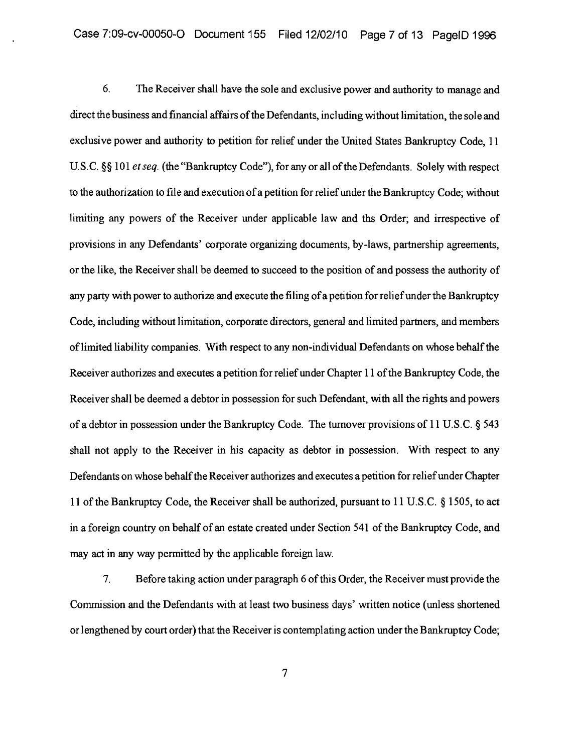6. The Receiver shall have the sole and exclusive power and authority to manage and direct the business and financial affairs of the Defendants, including without limitation, the sole and exclusive power and authority to petition for relief under the United States Bankruptcy Code, 11 U.S.C. §§ 101 *et seq.* (the "Bankruptcy Code"), for any or all of the Defendants. Solely with respect to the authorization to file and execution of a petition for relief under the Bankruptcy Code; without limiting any powers of the Receiver under applicable law and ths Order; and irrespective of provisions in any Defendants' corporate organizing documents, by-laws, partnership agreements, or the like, the Receiver shall be deemed to succeed to the position of and possess the authority of any party with power to authorize and execute the filing of a petition for relief under the Bankruptcy Code, including without limitation, corporate directors, general and limited partners, and members of limited liability companies. With respect to any non-individual Defendants on whose behalf the Receiver authorizes and executes a petition for relief under Chapter 11 of the Bankruptcy Code, the Receiver shall be deemed a debtor in possession for such Defendant, with all the rights and powers of a debtor in possession under the Bankruptcy Code. The turnover provisions of 11 U.S.C. § 543 shall not apply to the Receiver in his capacity as debtor in possession. With respect to any Defendants on whose behalf the Receiver authorizes and executes a petition for relief under Chapter 11 of the Bankruptcy Code, the Receiver shall be authorized, pursuant to 11 U.S.C. § 1505, to act in a foreign country on behalf of an estate created under Section 541 of the Bankruptcy Code, and may act in any way permitted by the applicable foreign law.

7. Before taking action under paragraph 6 of this Order, the Receiver must provide the Commission and the Defendants with at least two business days' written notice (unless shortened or lengthened by court order) that the Receiver is contemplating action under the Bankruptcy Code;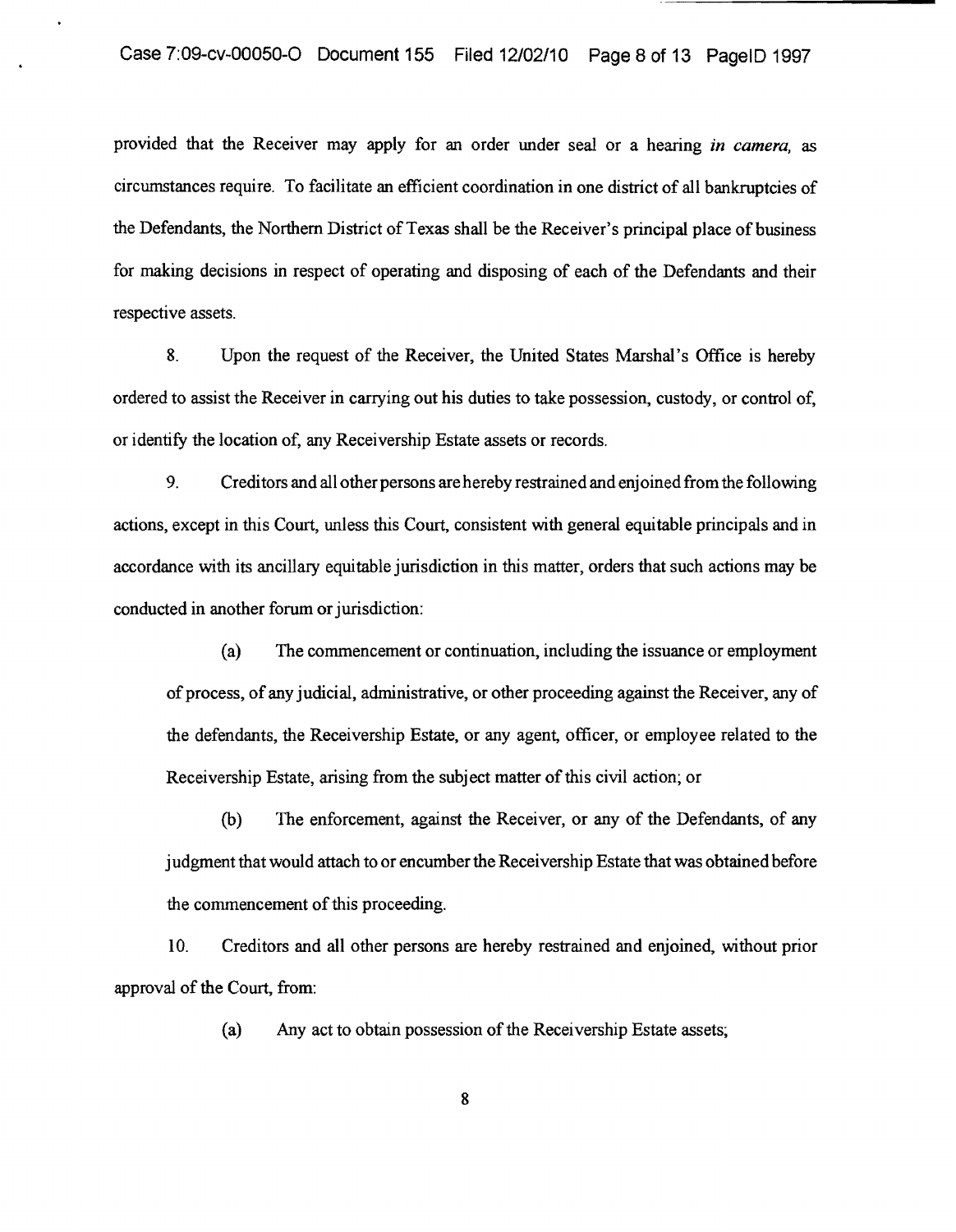provided that the Receiver may apply for an order under seal or a hearing *in camera,* as circumstances require. To facilitate an efficient coordination in one district of all bankruptcies of the Defendants, the Northern District of Texas shall be the Receiver's principal place of business for making decisions in respect of operating and disposing of each of the Defendants and their respective assets.

8. Upon the request of the Receiver, the United States Marshal's Office is hereby ordered to assist the Receiver in carrying out his duties to take possession, custody, or control of, or identify the location of, any Receivership Estate assets or records.

9. Creditors and all other persons are hereby restrained and enjoined from the following actions, except in this Court, unless this Court, consistent with general equitable principals and in accordance with its ancillary equitable jurisdiction in this matter, orders that such actions may be conducted in another forum or jurisdiction:

(a) The commencement or continuation, including the issuance or employment of process, of any judicial, administrative, or other proceeding against the Receiver, any of the defendants, the Receivership Estate, or any agent, officer, or employee related to the Receivership Estate, arising from the subject matter of this civil action; or

(b) The enforcement, against the Receiver, or any of the Defendants, of any judgment that would attach to or encumber the Receivership Estate that was obtained before the commencement of this proceeding.

10. Creditors and all other persons are hereby restrained and enjoined, without prior approval of the Court, from:

(a) Any act to obtain possession of the Receivership Estate assets;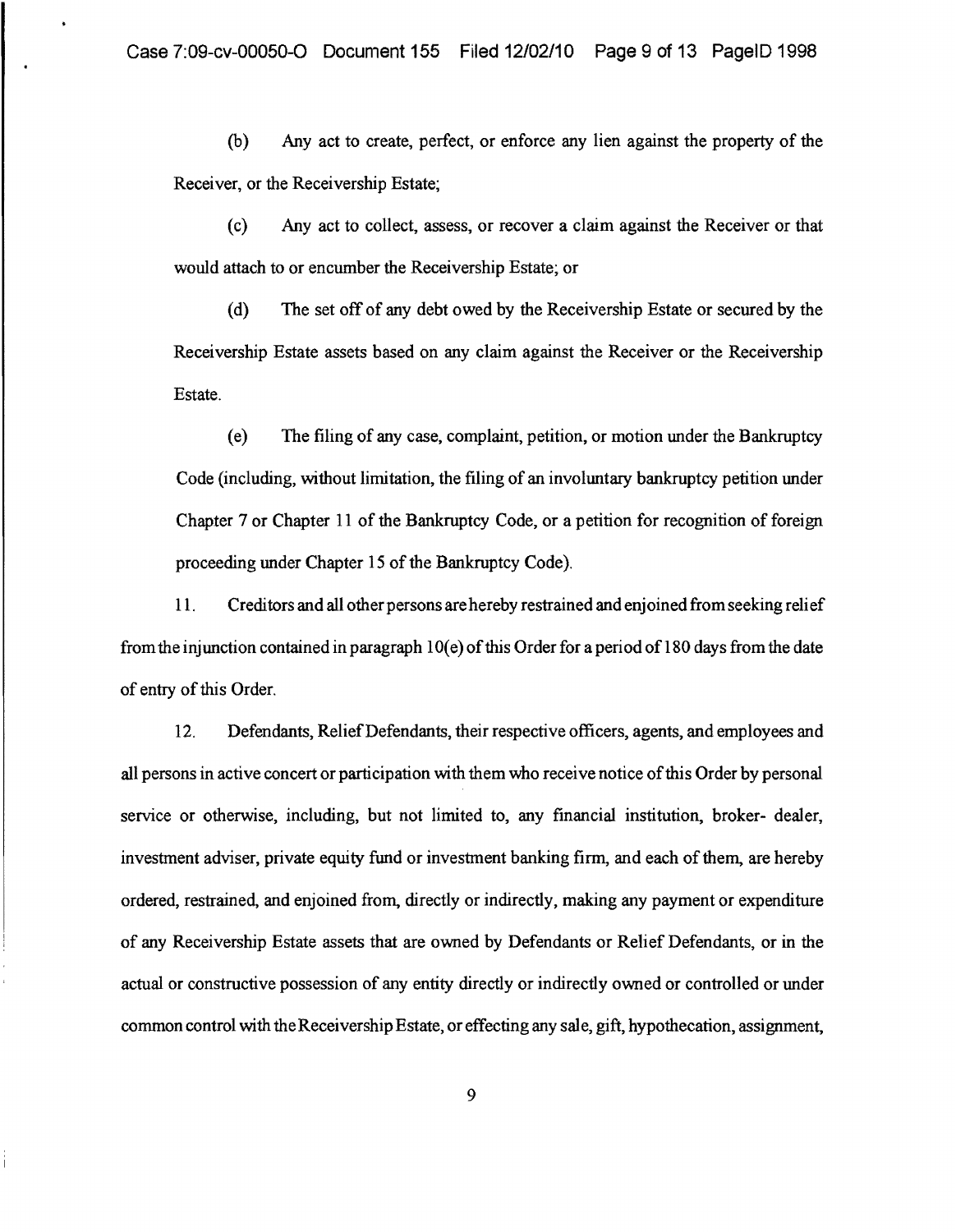(b) Any act to create, perfect, or enforce any lien against the property of the Receiver, or the Receivership Estate;

(c) Any act to collect, assess, or recover a claim against the Receiver or that would attach to or encumber the Receivership Estate; or

(d) The set off of any debt owed by the Receivership Estate or secured by the Receivership Estate assets based on any claim against the Receiver or the Receivership Estate.

(e) The filing of any case, complaint, petition, or motion under the Bankruptcy Code (including, without limitation, the filing of an involuntary bankruptcy petition under Chapter 7 or Chapter 11 of the Bankruptcy Code, or a petition for recognition of foreign proceeding under Chapter 15 of the Bankruptcy Code).

11. Creditors and all other persons are hereby restrained and enjoined from seeking relief from the injunction contained in paragraph 10(e) of this Order for a period of 180 days from the date of entry of this Order.

12. Defendants, Relief Defendants, their respective officers, agents, and employees and all persons in active concert or participation with them who receive notice of this Order by personal service or otherwise, including, but not limited to, any financial institution, broker- dealer, investment adviser, private equity fund or investment banking firm, and each of them, are hereby ordered, restrained, and enjoined from, directly or indirectly, making any payment or expenditure of any Receivership Estate assets that are owned by Defendants or Relief Defendants, or in the actual or constructive possession of any entity directly or indirectly owned or controlled or under common control with the Receivership Estate, or effecting any sale, gift, hypothecation, assignment,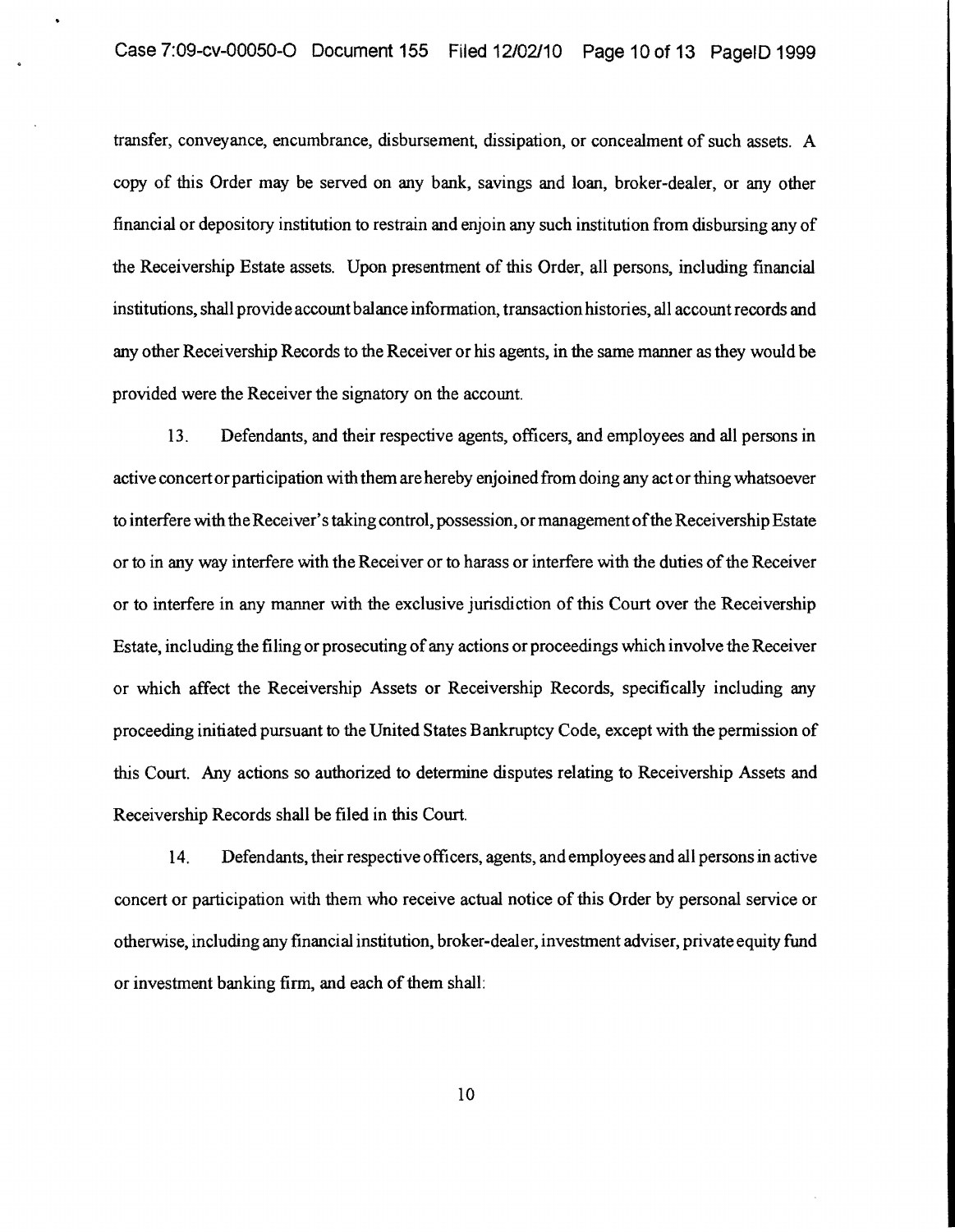transfer, conveyance, encumbrance, disbursement, dissipation, or concealment of such assets. A copy of this Order may be served on any bank, savings and loan, broker-dealer, or any other financial or depository institution to restrain and enjoin any such institution from disbursing any of the Receivership Estate assets. Upon presentment of this Order, all persons, including financial institutions, shall provide account balance information, transaction histories, all account records and any other Receivership Records to the Receiver or his agents, in the same manner as they would be provided were the Receiver the signatory on the account.

13. Defendants, and their respective agents, officers, and employees and all persons in active concert or participation with them are hereby enjoined from doing any act or thing whatsoever to interfere with the Receiver's taking control, possession, or management of the Receivership Estate or to in any way interfere with the Receiver or to harass or interfere with the duties of the Receiver or to interfere in any manner with the exclusive jurisdiction of this Court over the Receivership Estate, including the filing or prosecuting of any actions or proceedings which involve the Receiver or which affect the Receivership Assets or Receivership Records, specifically including any proceeding initiated pursuant to the United States Bankruptcy Code, except with the permission of this Court. Any actions so authorized to determine disputes relating to Receivership Assets and Receivership Records shall be filed in this Court.

14. Defendants, their respective officers, agents, and employees and all persons in active concert or participation with them who receive actual notice of this Order by personal service or otherwise, including any financial institution, broker-dealer, investment adviser, private equity fund or investment banking firm, and each of them shall: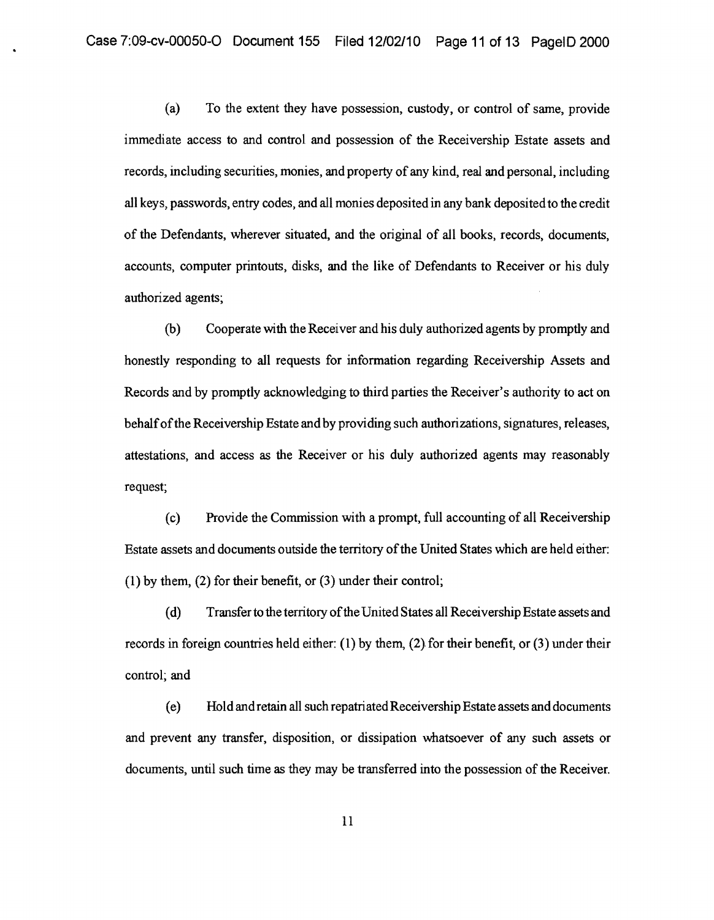(a) To the extent they have possession, custody, or control of same, provide immediate access to and control and possession of the Receivership Estate assets and records, including securities, monies, and property of any kind, real and personal, including all keys, passwords, entry codes, and all monies deposited in any bank deposited to the credit of the Defendants, wherever situated, and the original of all books, records, documents, accounts, computer printouts, disks, and the like of Defendants to Receiver or his duly authorized agents;

(b) Cooperate with the Receiver and his duly authorized agents by promptly and honestly responding to all requests for information regarding Receivership Assets and Records and by promptly acknowledging to third parties the Receiver's authority to act on behalf of the Receivership Estate and by providing such authorizations, signatures, releases, attestations, and access as the Receiver or his duly authorized agents may reasonably request;

(c) Provide the Commission with a prompt, full accounting of all Receivership Estate assets and documents outside the territory of the United States which are held either: (1) by them, (2) for their benefit, or (3) under their control;

(d) Transfer to the territory of the United States all Receivership Estate assets and records in foreign countries held either: (1) by them, (2) for their benefit, or (3) under their control; and

(e) Hold and retain all such repatriated Receivership Estate assets and documents and prevent any transfer, disposition, or dissipation whatsoever of any such assets or documents, until such time as they may be transferred into the possession of the Receiver.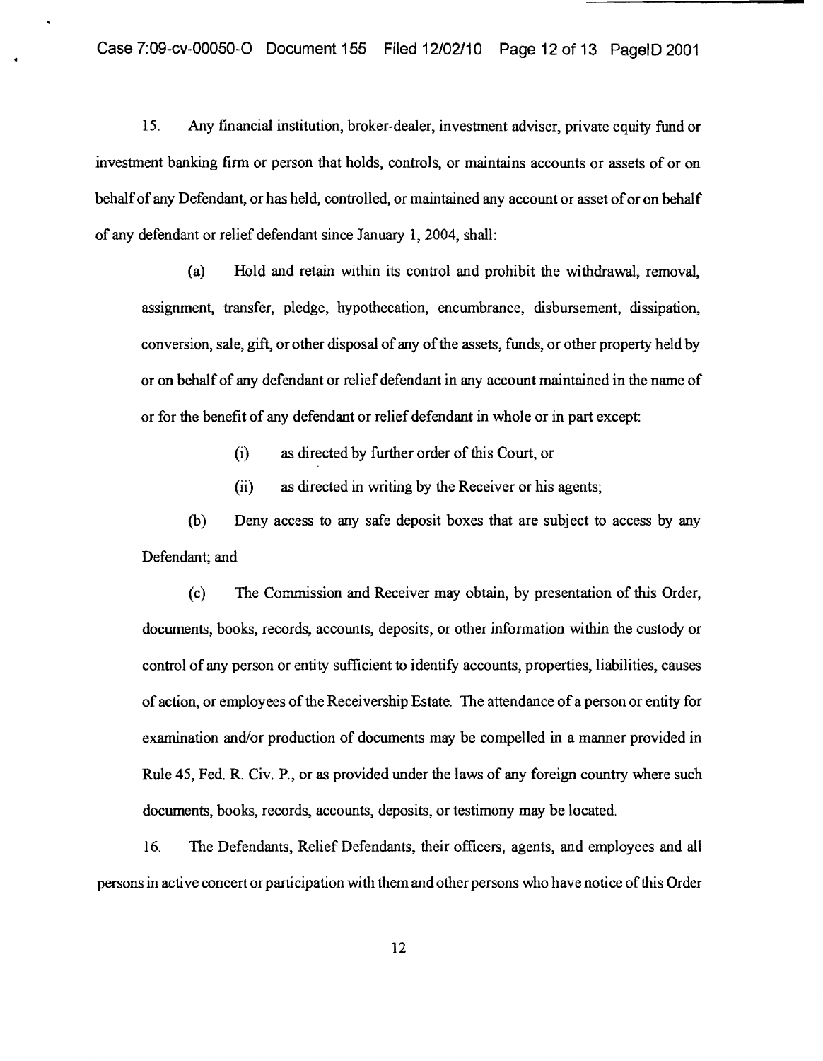15. Any financial institution, broker-dealer, investment adviser, private equity fund or investment banking firm or person that holds, controls, or maintains accounts or assets of or on behalf of any Defendant, or has held, controlled, or maintained any account or asset of or on behalf of any defendant or relief defendant since January 1, 2004, shall:

(a) Hold and retain within its control and prohibit the withdrawal, removal, assignment, transfer, pledge, hypothecation, encumbrance, disbursement, dissipation, conversion, sale, gift, or other disposal of any of the assets, funds, or other property held by or on behalf of any defendant or relief defendant in any account maintained in the name of or for the benefit of any defendant or relief defendant in whole or in part except:

(i) as directed by further order of this Court, or

(ii) as directed in writing by the Receiver or his agents;

(b) Deny access to any safe deposit boxes that are subject to access by any Defendant; and

(c) The Commission and Receiver may obtain, by presentation of this Order, documents, books, records, accounts, deposits, or other information within the custody or control of any person or entity sufficient to identify accounts, properties, liabilities, causes of action, or employees of the Receivership Estate. The attendance of a person or entity for examination and/or production of documents may be compelled in a manner provided in Rule 45, Fed. R. Civ. P., or as provided under the laws of any foreign country where such documents, books, records, accounts, deposits, or testimony may be located.

16. The Defendants, Relief Defendants, their officers, agents, and employees and all persons in active concert or participation with them and other persons who have notice of this Order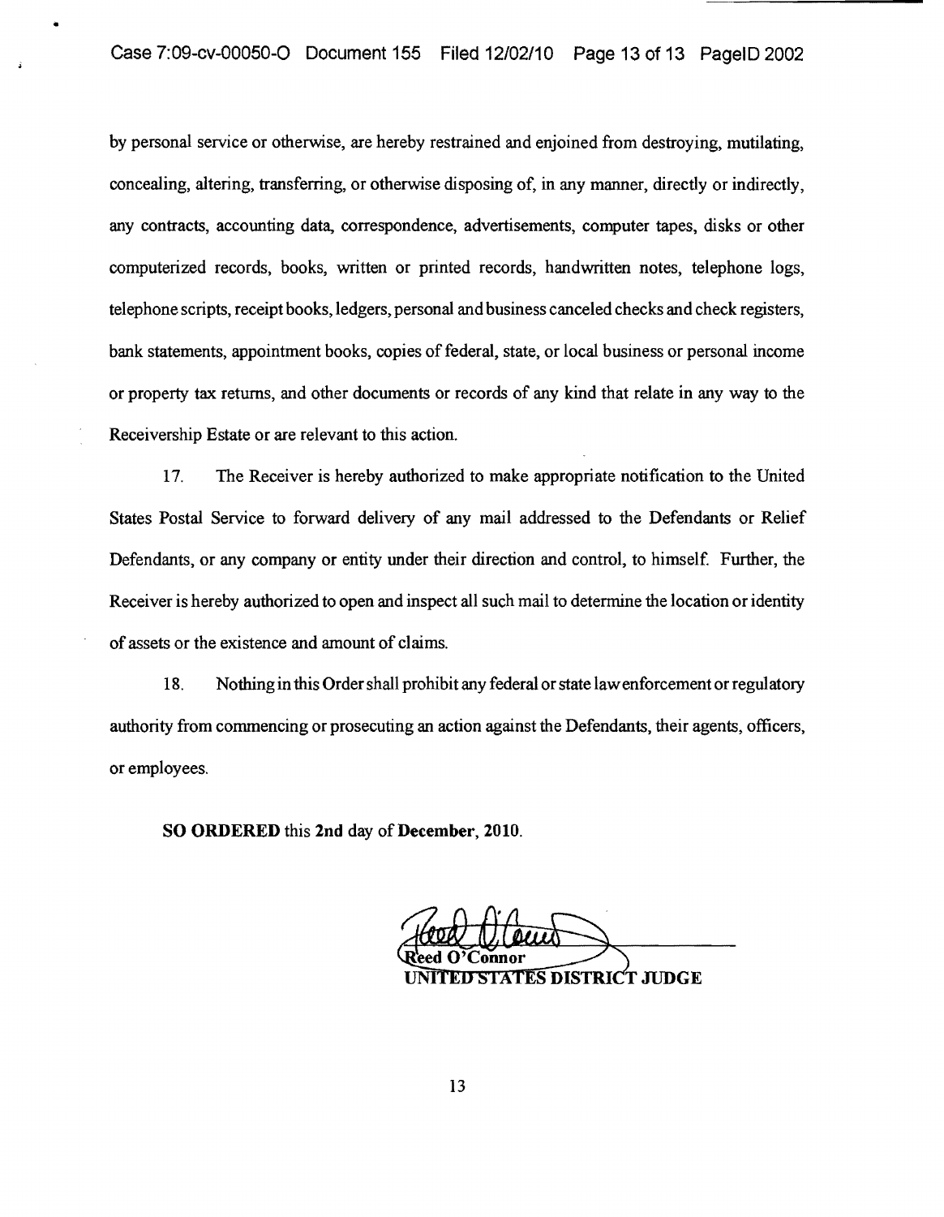by personal service or otherwise, are hereby restrained and enjoined from destroying, mutilating, concealing, altering, transferring, or otherwise disposing of, in any manner, directly or indirectly, any contracts, accounting data, correspondence, advertisements, computer tapes, disks or other computerized records, books, written or printed records, handwritten notes, telephone logs, telephone scripts, receipt books, ledgers, personal and business canceled checks and check registers, bank statements, appointment books, copies of federal, state, or local business or personal income or property tax returns, and other documents or records of any kind that relate in any way to the Receivership Estate or are relevant to this action.

17. The Receiver is hereby authorized to make appropriate notification to the United States Postal Service to forward delivery of any mail addressed to the Defendants or Relief Defendants, or any company or entity under their direction and control, to himself. Further, the Receiver is hereby authorized to open and inspect all such mail to determine the location or identity of assets or the existence and amount of claims.

18. Nothing in this Order shall prohibit any federal or state law enforcement or regulatory authority from commencing or prosecuting an action against the Defendants, their agents, officers, or employees.

**SO ORDERED** this **2nd** day of **December, 2010**.

Reed O'Connor
**UNITED STATES DISTRICT JUDGE**